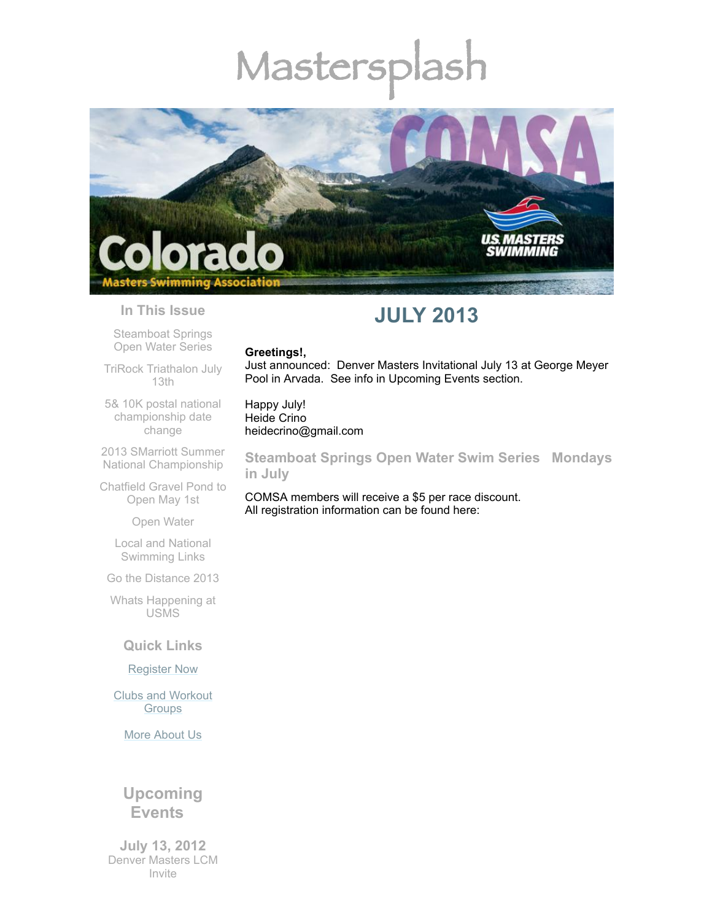# Mastersplash

# JULY 2013

**Greetings!,**
Just announced:  Denver Masters Invitational July 13 at George Meyer Pool in Arvada.  See info in Upcoming Events section.

Happy July!
Heide Crino
heidecrino@gmail.com

## Steamboat Springs Open Water Swim Series   Mondays in July

COMSA members will receive a $5 per race discount.
All registration information can be found here:

### In This Issue

- Steamboat Springs Open Water Series
- TriRock Triathalon July 13th
- 5& 10K postal national championship date change
- 2013 SMarriott Summer National Championship
- Chatfield Gravel Pond to Open May 1st
- Open Water
- Local and National Swimming Links
- Go the Distance 2013
- Whats Happening at USMS

### Quick Links

- Register Now
- Clubs and Workout Groups
- More About Us

## Upcoming Events

**July 13, 2012**
Denver Masters LCM Invite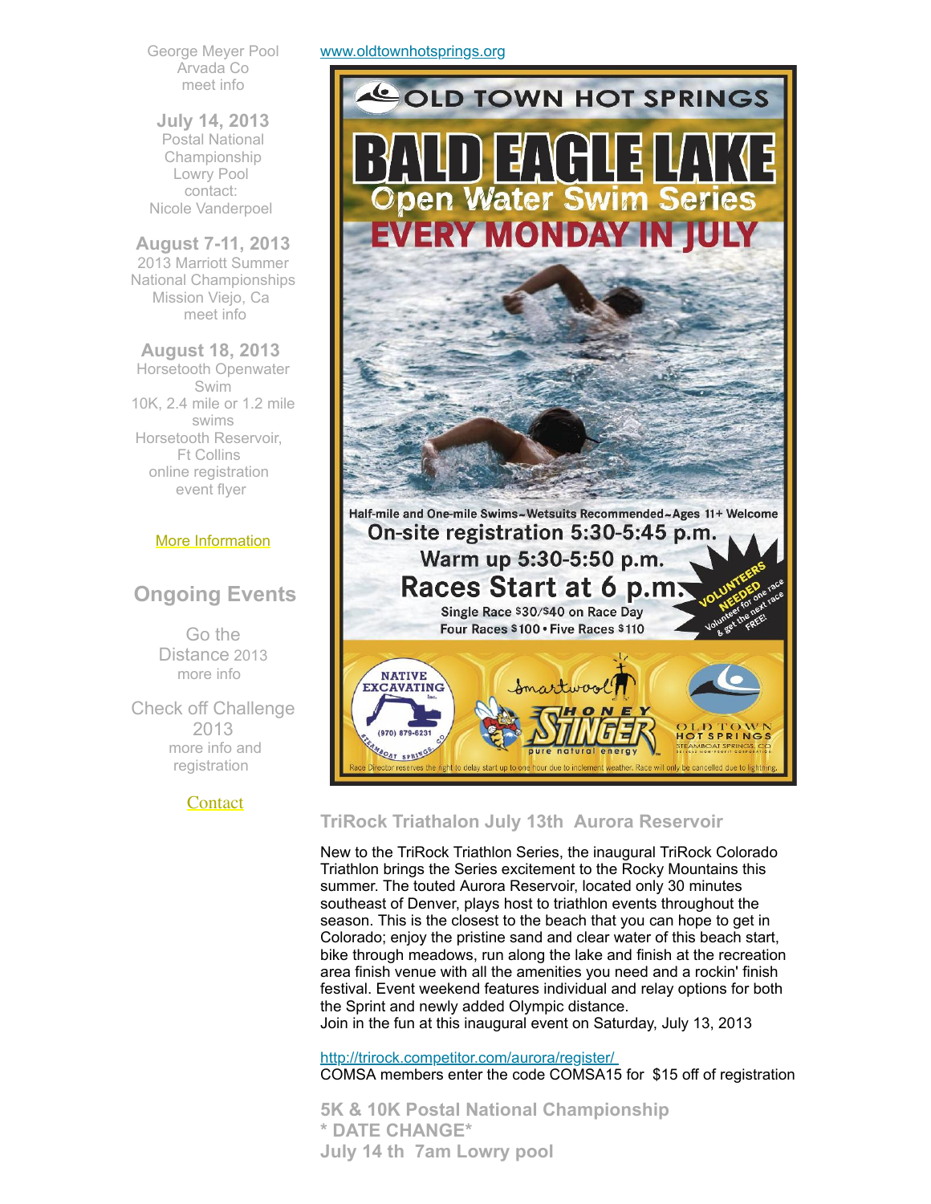George Meyer Pool
Arvada Co
meet info

**July 14, 2013**
Postal National Championship
Lowry Pool
contact:
Nicole Vanderpoel

**August 7-11, 2013**
2013 Marriott Summer National Championships
Mission Viejo, Ca
meet info

**August 18, 2013**
Horsetooth Openwater Swim
10K, 2.4 mile or 1.2 mile swims
Horsetooth Reservoir, Ft Collins
online registration
event flyer

More Information

## Ongoing Events

Go the Distance 2013
more info

Check off Challenge 2013
more info and registration

Contact

www.oldtownhotsprings.org

OLD TOWN HOT SPRINGS

# BALD EAGLE LAKE

## Open Water Swim Series

## EVERY MONDAY IN JULY

Half-mile and One-mile Swims~Wetsuits Recommended~Ages 11+ Welcome

On-site registration 5:30-5:45 p.m.

Warm up 5:30-5:50 p.m.

**Races Start at 6 p.m.**

Single Race $30/$40 on Race Day

Four Races $100 • Five Races $110

VOLUNTEERS NEEDED Volunteer for one race & get the next race FREE!

NATIVE EXCAVATING Inc. (970) 879-6231 STEAMBOAT SPRINGS, CO — Smartwool — HONEY STINGER pure natural energy — OLD TOWN HOT SPRINGS STEAMBOAT SPRINGS, CO

Race Director reserves the right to delay start up to one hour due to inclement weather. Race will only be cancelled due to lightning.

### TriRock Triathalon July 13th Aurora Reservoir

New to the TriRock Triathlon Series, the inaugural TriRock Colorado Triathlon brings the Series excitement to the Rocky Mountains this summer. The touted Aurora Reservoir, located only 30 minutes southeast of Denver, plays host to triathlon events throughout the season. This is the closest to the beach that you can hope to get in Colorado; enjoy the pristine sand and clear water of this beach start, bike through meadows, run along the lake and finish at the recreation area finish venue with all the amenities you need and a rockin' finish festival. Event weekend features individual and relay options for both the Sprint and newly added Olympic distance.
Join in the fun at this inaugural event on Saturday, July 13, 2013

http://trirock.competitor.com/aurora/register/
COMSA members enter the code COMSA15 for $15 off of registration

### 5K & 10K Postal National Championship
### * DATE CHANGE*
### July 14 th 7am Lowry pool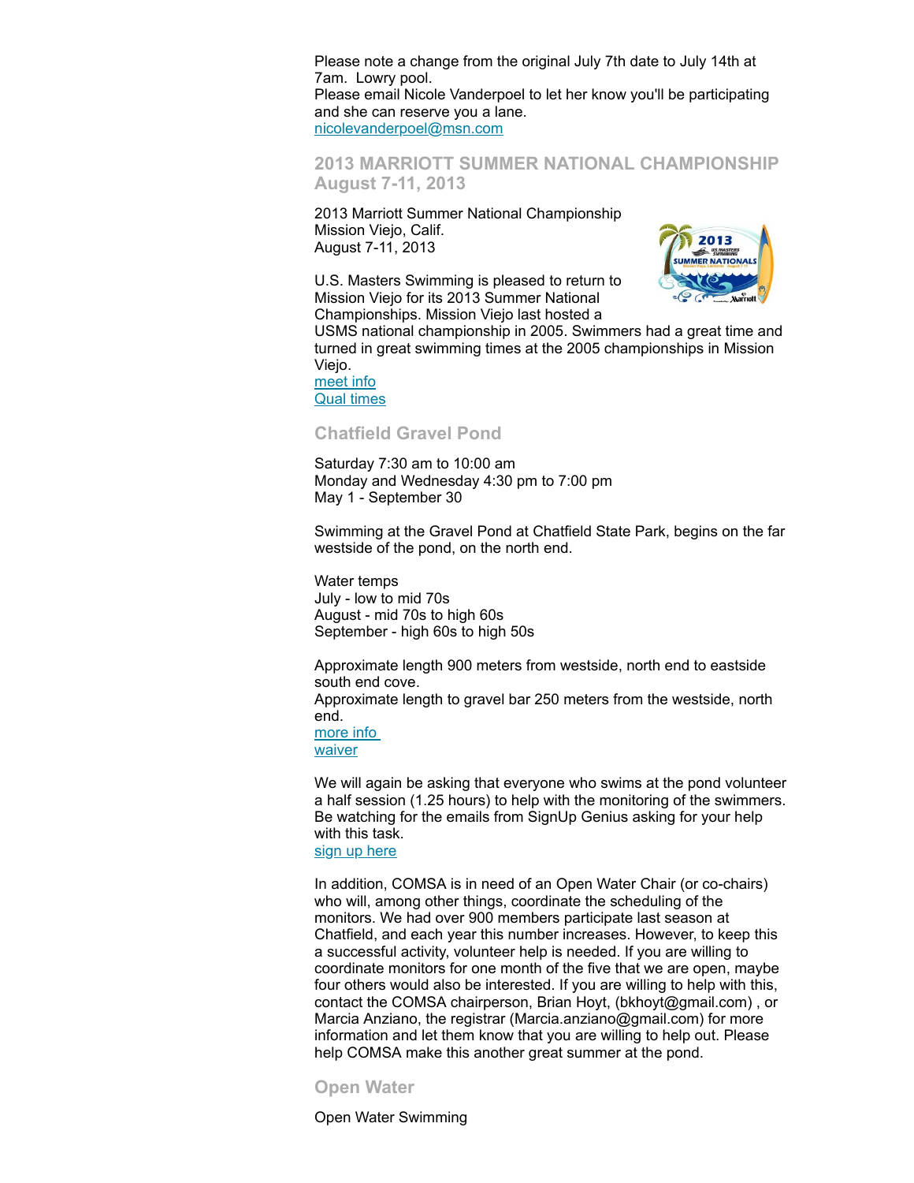Please note a change from the original July 7th date to July 14th at 7am. Lowry pool.
Please email Nicole Vanderpoel to let her know you'll be participating and she can reserve you a lane.
nicolevanderpoel@msn.com

## 2013 MARRIOTT SUMMER NATIONAL CHAMPIONSHIP August 7-11, 2013

2013 Marriott Summer National Championship
Mission Viejo, Calif.
August 7-11, 2013

U.S. Masters Swimming is pleased to return to Mission Viejo for its 2013 Summer National Championships. Mission Viejo last hosted a USMS national championship in 2005. Swimmers had a great time and turned in great swimming times at the 2005 championships in Mission Viejo.
meet info
Qual times

## Chatfield Gravel Pond

Saturday 7:30 am to 10:00 am
Monday and Wednesday 4:30 pm to 7:00 pm
May 1 - September 30

Swimming at the Gravel Pond at Chatfield State Park, begins on the far westside of the pond, on the north end.

Water temps
July - low to mid 70s
August - mid 70s to high 60s
September - high 60s to high 50s

Approximate length 900 meters from westside, north end to eastside south end cove.
Approximate length to gravel bar 250 meters from the westside, north end.
more info
waiver

We will again be asking that everyone who swims at the pond volunteer a half session (1.25 hours) to help with the monitoring of the swimmers. Be watching for the emails from SignUp Genius asking for your help with this task.
sign up here

In addition, COMSA is in need of an Open Water Chair (or co-chairs) who will, among other things, coordinate the scheduling of the monitors. We had over 900 members participate last season at Chatfield, and each year this number increases. However, to keep this a successful activity, volunteer help is needed. If you are willing to coordinate monitors for one month of the five that we are open, maybe four others would also be interested. If you are willing to help with this, contact the COMSA chairperson, Brian Hoyt, (bkhoyt@gmail.com) , or Marcia Anziano, the registrar (Marcia.anziano@gmail.com) for more information and let them know that you are willing to help out. Please help COMSA make this another great summer at the pond.

## Open Water

Open Water Swimming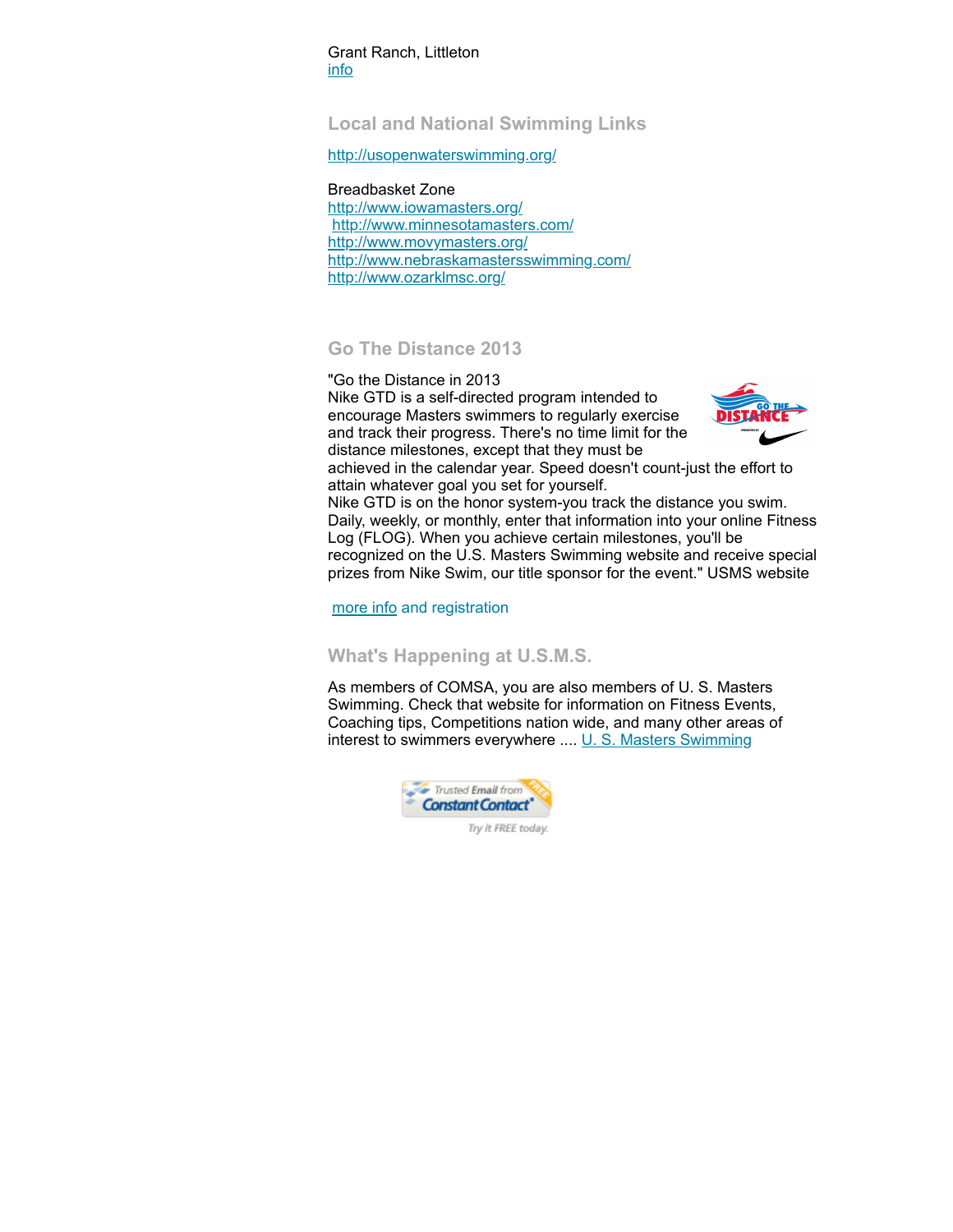Grant Ranch, Littleton
info

## Local and National Swimming Links

http://usopenwaterswimming.org/

Breadbasket Zone
http://www.iowamasters.org/
http://www.minnesotamasters.com/
http://www.movymasters.org/
http://www.nebraskamastersswimming.com/
http://www.ozarklmsc.org/

## Go The Distance 2013

"Go the Distance in 2013
Nike GTD is a self-directed program intended to encourage Masters swimmers to regularly exercise and track their progress. There's no time limit for the distance milestones, except that they must be achieved in the calendar year. Speed doesn't count-just the effort to attain whatever goal you set for yourself.
Nike GTD is on the honor system-you track the distance you swim. Daily, weekly, or monthly, enter that information into your online Fitness Log (FLOG). When you achieve certain milestones, you'll be recognized on the U.S. Masters Swimming website and receive special prizes from Nike Swim, our title sponsor for the event." USMS website

more info and registration

## What's Happening at U.S.M.S.

As members of COMSA, you are also members of U. S. Masters Swimming. Check that website for information on Fitness Events, Coaching tips, Competitions nation wide, and many other areas of interest to swimmers everywhere .... U. S. Masters Swimming

Trusted Email from Constant Contact
Try it FREE today.